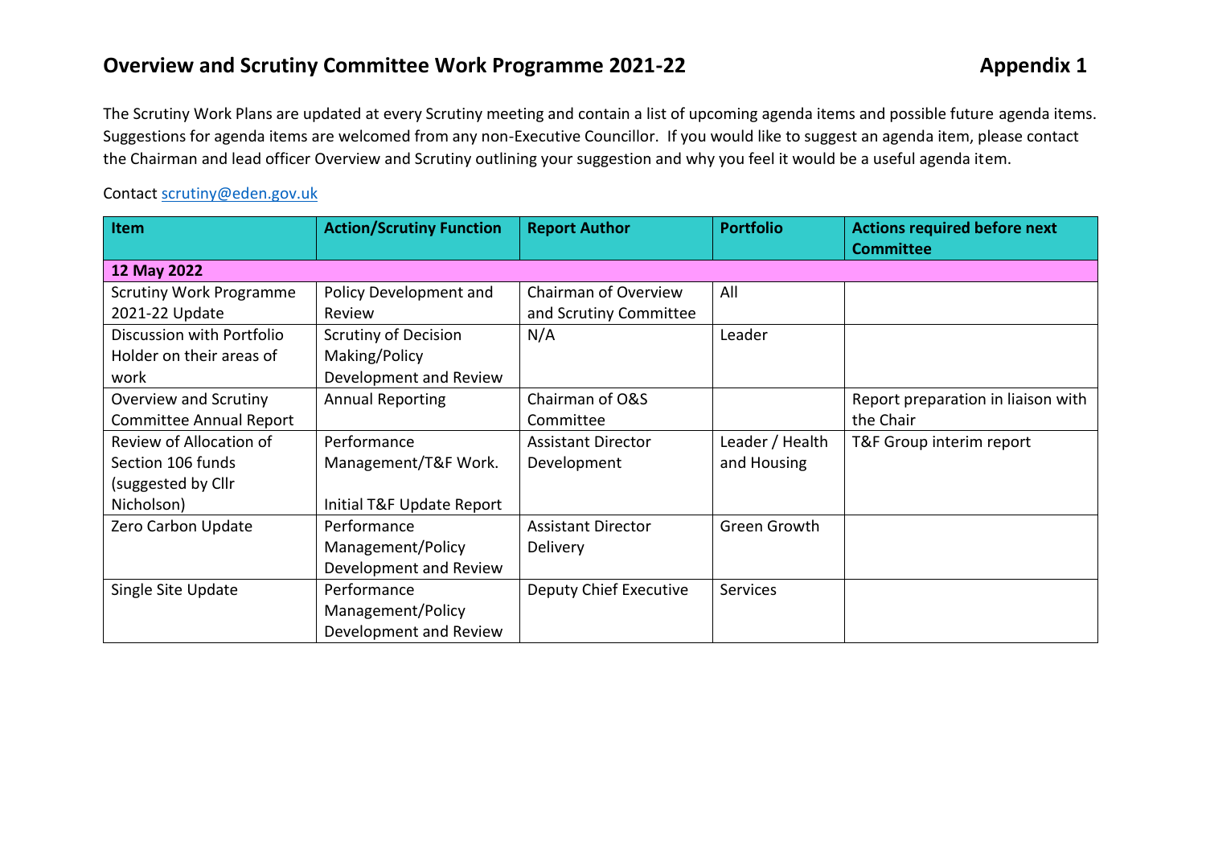# Overview and Scrutiny Committee Work Programme 2021-22 **Appendix 1**

The Scrutiny Work Plans are updated at every Scrutiny meeting and contain a list of upcoming agenda items and possible future agenda items. Suggestions for agenda items are welcomed from any non-Executive Councillor. If you would like to suggest an agenda item, please contact the Chairman and lead officer Overview and Scrutiny outlining your suggestion and why you feel it would be a useful agenda item.

Contact scrutiny@eden.gov.uk

| Item | Action/Scrutiny Function | Report Author | Portfolio | Actions required before next Committee |
|---|---|---|---|---|
| **12 May 2022** | | | | |
| Scrutiny Work Programme 2021-22 Update | Policy Development and Review | Chairman of Overview and Scrutiny Committee | All | |
| Discussion with Portfolio Holder on their areas of work | Scrutiny of Decision Making/Policy Development and Review | N/A | Leader | |
| Overview and Scrutiny Committee Annual Report | Annual Reporting | Chairman of O&S Committee | | Report preparation in liaison with the Chair |
| Review of Allocation of Section 106 funds (suggested by Cllr Nicholson) | Performance Management/T&F Work.<br><br>Initial T&F Update Report | Assistant Director Development | Leader / Health and Housing | T&F Group interim report |
| Zero Carbon Update | Performance Management/Policy Development and Review | Assistant Director Delivery | Green Growth | |
| Single Site Update | Performance Management/Policy Development and Review | Deputy Chief Executive | Services | |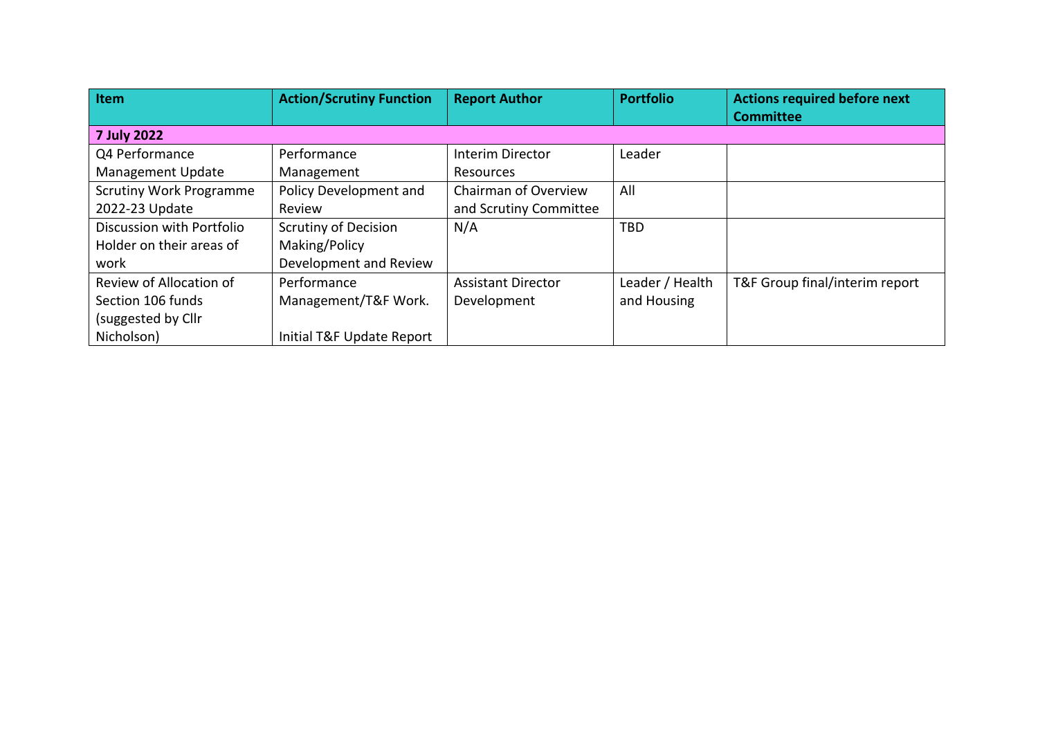| Item | Action/Scrutiny Function | Report Author | Portfolio | Actions required before next Committee |
|---|---|---|---|---|
| **7 July 2022** | | | | |
| Q4 Performance Management Update | Performance Management | Interim Director Resources | Leader | |
| Scrutiny Work Programme 2022-23 Update | Policy Development and Review | Chairman of Overview and Scrutiny Committee | All | |
| Discussion with Portfolio Holder on their areas of work | Scrutiny of Decision Making/Policy Development and Review | N/A | TBD | |
| Review of Allocation of Section 106 funds (suggested by Cllr Nicholson) | Performance Management/T&F Work.<br><br>Initial T&F Update Report | Assistant Director Development | Leader / Health and Housing | T&F Group final/interim report |